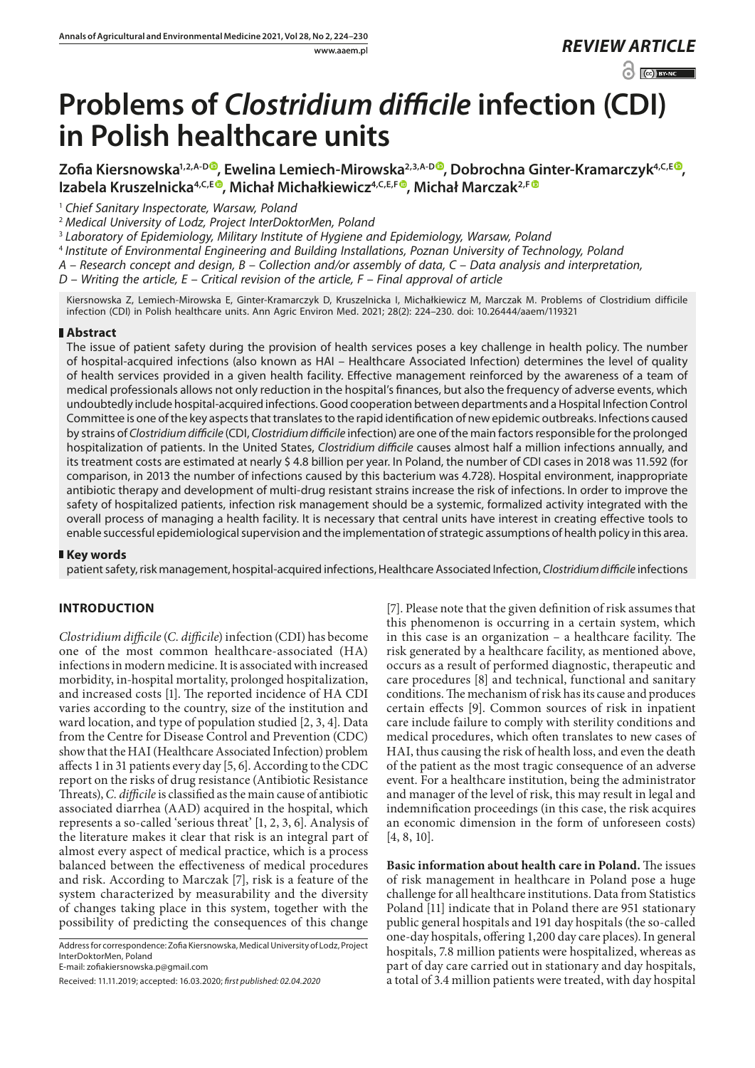*REVIEW ARTICLE*

# Problems of *Clostridium difficile* infection (CDI) in Polish healthcare units

**Zofia Kiersnowska[1,2,A-D], Ewelina Lemiech-Mirowska[2,3,A-D], Dobrochna Ginter-Kramarczyk[4,C,E], Izabela Kruszelnicka[4,C,E], Michał Michałkiewicz[4,C,E,F], Michał Marczak[2,F]**

[1] *Chief Sanitary Inspectorate, Warsaw, Poland*

[2] *Medical University of Lodz, Project InterDoktorMen, Poland*

[3] *Laboratory of Epidemiology, Military Institute of Hygiene and Epidemiology, Warsaw, Poland*

[4] *Institute of Environmental Engineering and Building Installations, Poznan University of Technology, Poland*

*A – Research concept and design, B – Collection and/or assembly of data, C – Data analysis and interpretation, D – Writing the article, E – Critical revision of the article, F – Final approval of article*

Kiersnowska Z, Lemiech-Mirowska E, Ginter-Kramarczyk D, Kruszelnicka I, Michałkiewicz M, Marczak M. Problems of Clostridium difficile infection (CDI) in Polish healthcare units. Ann Agric Environ Med. 2021; 28(2): 224–230. doi: 10.26444/aaem/119321

## Abstract

The issue of patient safety during the provision of health services poses a key challenge in health policy. The number of hospital-acquired infections (also known as HAI – Healthcare Associated Infection) determines the level of quality of health services provided in a given health facility. Effective management reinforced by the awareness of a team of medical professionals allows not only reduction in the hospital's finances, but also the frequency of adverse events, which undoubtedly include hospital-acquired infections. Good cooperation between departments and a Hospital Infection Control Committee is one of the key aspects that translates to the rapid identification of new epidemic outbreaks. Infections caused by strains of *Clostridium difficile* (CDI, *Clostridium difficile* infection) are one of the main factors responsible for the prolonged hospitalization of patients. In the United States, *Clostridium difficile* causes almost half a million infections annually, and its treatment costs are estimated at nearly $ 4.8 billion per year. In Poland, the number of CDI cases in 2018 was 11.592 (for comparison, in 2013 the number of infections caused by this bacterium was 4.728). Hospital environment, inappropriate antibiotic therapy and development of multi-drug resistant strains increase the risk of infections. In order to improve the safety of hospitalized patients, infection risk management should be a systemic, formalized activity integrated with the overall process of managing a health facility. It is necessary that central units have interest in creating effective tools to enable successful epidemiological supervision and the implementation of strategic assumptions of health policy in this area.

## Key words

patient safety, risk management, hospital-acquired infections, Healthcare Associated Infection, *Clostridium difficile* infections

## INTRODUCTION

*Clostridium difficile* (*C. difficile*) infection (CDI) has become one of the most common healthcare-associated (HA) infections in modern medicine. It is associated with increased morbidity, in-hospital mortality, prolonged hospitalization, and increased costs [1]. The reported incidence of HA CDI varies according to the country, size of the institution and ward location, and type of population studied [2, 3, 4]. Data from the Centre for Disease Control and Prevention (CDC) show that the HAI (Healthcare Associated Infection) problem affects 1 in 31 patients every day [5, 6]. According to the CDC report on the risks of drug resistance (Antibiotic Resistance Threats), *C. difficile* is classified as the main cause of antibiotic associated diarrhea (AAD) acquired in the hospital, which represents a so-called 'serious threat' [1, 2, 3, 6]. Analysis of the literature makes it clear that risk is an integral part of almost every aspect of medical practice, which is a process balanced between the effectiveness of medical procedures and risk. According to Marczak [7], risk is a feature of the system characterized by measurability and the diversity of changes taking place in this system, together with the possibility of predicting the consequences of this change [7]. Please note that the given definition of risk assumes that this phenomenon is occurring in a certain system, which in this case is an organization – a healthcare facility. The risk generated by a healthcare facility, as mentioned above, occurs as a result of performed diagnostic, therapeutic and care procedures [8] and technical, functional and sanitary conditions. The mechanism of risk has its cause and produces certain effects [9]. Common sources of risk in inpatient care include failure to comply with sterility conditions and medical procedures, which often translates to new cases of HAI, thus causing the risk of health loss, and even the death of the patient as the most tragic consequence of an adverse event. For a healthcare institution, being the administrator and manager of the level of risk, this may result in legal and indemnification proceedings (in this case, the risk acquires an economic dimension in the form of unforeseen costs) [4, 8, 10].

**Basic information about health care in Poland.** The issues of risk management in healthcare in Poland pose a huge challenge for all healthcare institutions. Data from Statistics Poland [11] indicate that in Poland there are 951 stationary public general hospitals and 191 day hospitals (the so-called one-day hospitals, offering 1,200 day care places). In general hospitals, 7.8 million patients were hospitalized, whereas as part of day care carried out in stationary and day hospitals, a total of 3.4 million patients were treated, with day hospital

Address for correspondence: Zofia Kiersnowska, Medical University of Lodz, Project InterDoktorMen, Poland
E-mail: zofiakiersnowska.p@gmail.com

Received: 11.11.2019; accepted: 16.03.2020; *first published: 02.04.2020*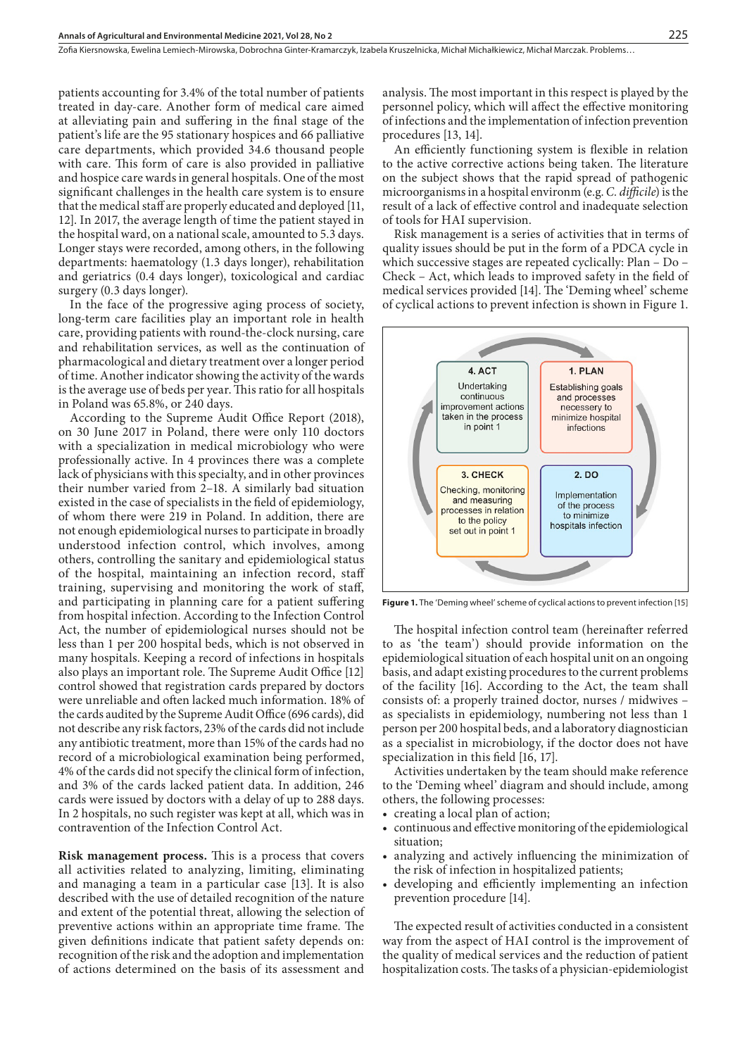patients accounting for 3.4% of the total number of patients treated in day-care. Another form of medical care aimed at alleviating pain and suffering in the final stage of the patient's life are the 95 stationary hospices and 66 palliative care departments, which provided 34.6 thousand people with care. This form of care is also provided in palliative and hospice care wards in general hospitals. One of the most significant challenges in the health care system is to ensure that the medical staff are properly educated and deployed [11, 12]. In 2017, the average length of time the patient stayed in the hospital ward, on a national scale, amounted to 5.3 days. Longer stays were recorded, among others, in the following departments: haematology (1.3 days longer), rehabilitation and geriatrics (0.4 days longer), toxicological and cardiac surgery (0.3 days longer).

In the face of the progressive aging process of society, long-term care facilities play an important role in health care, providing patients with round-the-clock nursing, care and rehabilitation services, as well as the continuation of pharmacological and dietary treatment over a longer period of time. Another indicator showing the activity of the wards is the average use of beds per year. This ratio for all hospitals in Poland was 65.8%, or 240 days.

According to the Supreme Audit Office Report (2018), on 30 June 2017 in Poland, there were only 110 doctors with a specialization in medical microbiology who were professionally active. In 4 provinces there was a complete lack of physicians with this specialty, and in other provinces their number varied from 2–18. A similarly bad situation existed in the case of specialists in the field of epidemiology, of whom there were 219 in Poland. In addition, there are not enough epidemiological nurses to participate in broadly understood infection control, which involves, among others, controlling the sanitary and epidemiological status of the hospital, maintaining an infection record, staff training, supervising and monitoring the work of staff, and participating in planning care for a patient suffering from hospital infection. According to the Infection Control Act, the number of epidemiological nurses should not be less than 1 per 200 hospital beds, which is not observed in many hospitals. Keeping a record of infections in hospitals also plays an important role. The Supreme Audit Office [12] control showed that registration cards prepared by doctors were unreliable and often lacked much information. 18% of the cards audited by the Supreme Audit Office (696 cards), did not describe any risk factors, 23% of the cards did not include any antibiotic treatment, more than 15% of the cards had no record of a microbiological examination being performed, 4% of the cards did not specify the clinical form of infection, and 3% of the cards lacked patient data. In addition, 246 cards were issued by doctors with a delay of up to 288 days. In 2 hospitals, no such register was kept at all, which was in contravention of the Infection Control Act.

**Risk management process.** This is a process that covers all activities related to analyzing, limiting, eliminating and managing a team in a particular case [13]. It is also described with the use of detailed recognition of the nature and extent of the potential threat, allowing the selection of preventive actions within an appropriate time frame. The given definitions indicate that patient safety depends on: recognition of the risk and the adoption and implementation of actions determined on the basis of its assessment and analysis. The most important in this respect is played by the personnel policy, which will affect the effective monitoring of infections and the implementation of infection prevention procedures [13, 14].

An efficiently functioning system is flexible in relation to the active corrective actions being taken. The literature on the subject shows that the rapid spread of pathogenic microorganisms in a hospital environm (e.g. *C. difficile*) is the result of a lack of effective control and inadequate selection of tools for HAI supervision.

Risk management is a series of activities that in terms of quality issues should be put in the form of a PDCA cycle in which successive stages are repeated cyclically: Plan – Do – Check – Act, which leads to improved safety in the field of medical services provided [14]. The 'Deming wheel' scheme of cyclical actions to prevent infection is shown in Figure 1.

1. PLAN – Establishing goals and processes necessery to minimize hospital infections
2. DO – Implementation of the process to minimize hospitals infection
3. CHECK – Checking, monitoring and measuring processes in relation to the policy set out in point 1
4. ACT – Undertaking continuous improvement actions taken in the process in point 1

**Figure 1.** The 'Deming wheel' scheme of cyclical actions to prevent infection [15]

The hospital infection control team (hereinafter referred to as 'the team') should provide information on the epidemiological situation of each hospital unit on an ongoing basis, and adapt existing procedures to the current problems of the facility [16]. According to the Act, the team shall consists of: a properly trained doctor, nurses / midwives – as specialists in epidemiology, numbering not less than 1 person per 200 hospital beds, and a laboratory diagnostician as a specialist in microbiology, if the doctor does not have specialization in this field [16, 17].

Activities undertaken by the team should make reference to the 'Deming wheel' diagram and should include, among others, the following processes:

- creating a local plan of action;
- continuous and effective monitoring of the epidemiological situation;
- analyzing and actively influencing the minimization of the risk of infection in hospitalized patients;
- developing and efficiently implementing an infection prevention procedure [14].

The expected result of activities conducted in a consistent way from the aspect of HAI control is the improvement of the quality of medical services and the reduction of patient hospitalization costs. The tasks of a physician-epidemiologist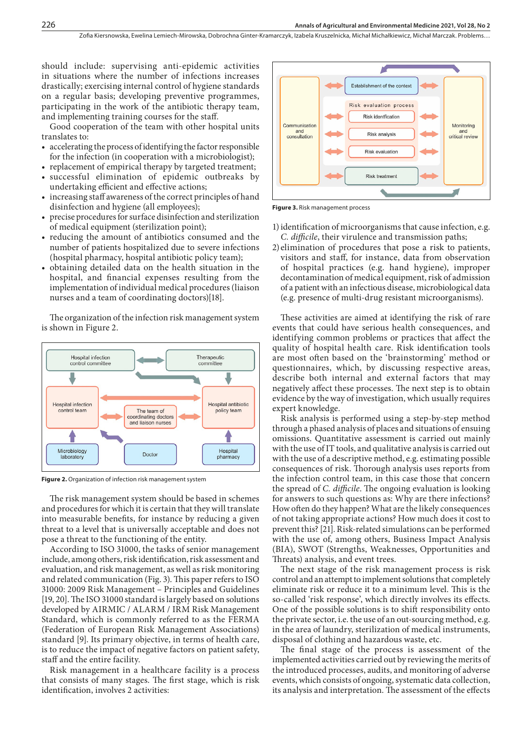should include: supervising anti-epidemic activities in situations where the number of infections increases drastically; exercising internal control of hygiene standards on a regular basis; developing preventive programmes, participating in the work of the antibiotic therapy team, and implementing training courses for the staff.

Good cooperation of the team with other hospital units translates to:

- accelerating the process of identifying the factor responsible for the infection (in cooperation with a microbiologist);
- replacement of empirical therapy by targeted treatment;
- successful elimination of epidemic outbreaks by undertaking efficient and effective actions;
- increasing staff awareness of the correct principles of hand disinfection and hygiene (all employees);
- precise procedures for surface disinfection and sterilization of medical equipment (sterilization point);
- reducing the amount of antibiotics consumed and the number of patients hospitalized due to severe infections (hospital pharmacy, hospital antibiotic policy team);
- obtaining detailed data on the health situation in the hospital, and financial expenses resulting from the implementation of individual medical procedures (liaison nurses and a team of coordinating doctors)[18].

The organization of the infection risk management system is shown in Figure 2.

**Figure 2.** Organization of infection risk management system

The risk management system should be based in schemes and procedures for which it is certain that they will translate into measurable benefits, for instance by reducing a given threat to a level that is universally acceptable and does not pose a threat to the functioning of the entity.

According to ISO 31000, the tasks of senior management include, among others, risk identification, risk assessment and evaluation, and risk management, as well as risk monitoring and related communication (Fig. 3). This paper refers to ISO 31000: 2009 Risk Management – Principles and Guidelines [19, 20]. The ISO 31000 standard is largely based on solutions developed by AIRMIC / ALARM / IRM Risk Management Standard, which is commonly referred to as the FERMA (Federation of European Risk Management Associations) standard [9]. Its primary objective, in terms of health care, is to reduce the impact of negative factors on patient safety, staff and the entire facility.

Risk management in a healthcare facility is a process that consists of many stages. The first stage, which is risk identification, involves 2 activities:

**Figure 3.** Risk management process

1) identification of microorganisms that cause infection, e.g. *C. difficile*, their virulence and transmission paths;
2) elimination of procedures that pose a risk to patients, visitors and staff, for instance, data from observation of hospital practices (e.g. hand hygiene), improper decontamination of medical equipment, risk of admission of a patient with an infectious disease, microbiological data (e.g. presence of multi-drug resistant microorganisms).

These activities are aimed at identifying the risk of rare events that could have serious health consequences, and identifying common problems or practices that affect the quality of hospital health care. Risk identification tools are most often based on the 'brainstorming' method or questionnaires, which, by discussing respective areas, describe both internal and external factors that may negatively affect these processes. The next step is to obtain evidence by the way of investigation, which usually requires expert knowledge.

Risk analysis is performed using a step-by-step method through a phased analysis of places and situations of ensuing omissions. Quantitative assessment is carried out mainly with the use of IT tools, and qualitative analysis is carried out with the use of a descriptive method, e.g. estimating possible consequences of risk. Thorough analysis uses reports from the infection control team, in this case those that concern the spread of *C. difficile*. The ongoing evaluation is looking for answers to such questions as: Why are there infections? How often do they happen? What are the likely consequences of not taking appropriate actions? How much does it cost to prevent this? [21]. Risk-related simulations can be performed with the use of, among others, Business Impact Analysis (BIA), SWOT (Strengths, Weaknesses, Opportunities and Threats) analysis, and event trees.

The next stage of the risk management process is risk control and an attempt to implement solutions that completely eliminate risk or reduce it to a minimum level. This is the so-called 'risk response', which directly involves its effects. One of the possible solutions is to shift responsibility onto the private sector, i.e. the use of an out-sourcing method, e.g. in the area of laundry, sterilization of medical instruments, disposal of clothing and hazardous waste, etc.

The final stage of the process is assessment of the implemented activities carried out by reviewing the merits of the introduced processes, audits, and monitoring of adverse events, which consists of ongoing, systematic data collection, its analysis and interpretation. The assessment of the effects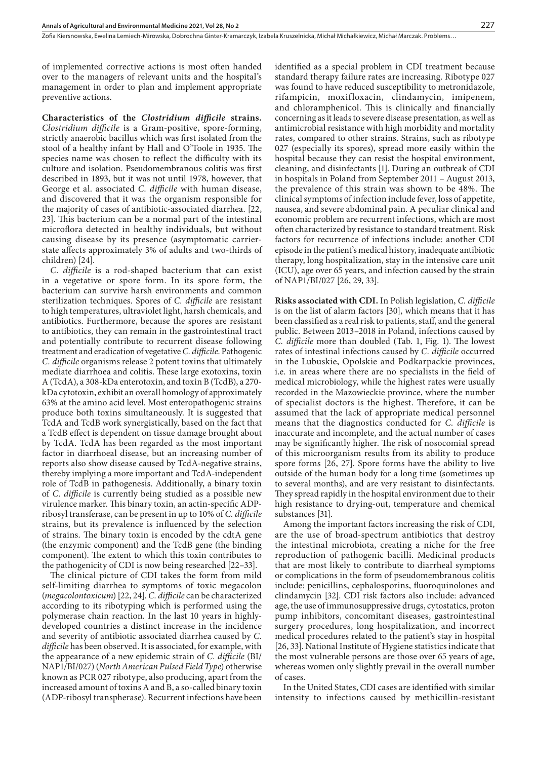of implemented corrective actions is most often handed over to the managers of relevant units and the hospital's management in order to plan and implement appropriate preventive actions.

**Characteristics of the *Clostridium difficile* strains.** *Clostridium difficile* is a Gram-positive, spore-forming, strictly anaerobic bacillus which was first isolated from the stool of a healthy infant by Hall and O'Toole in 1935. The species name was chosen to reflect the difficulty with its culture and isolation. Pseudomembranous colitis was first described in 1893, but it was not until 1978, however, that George et al. associated *C. difficile* with human disease, and discovered that it was the organism responsible for the majority of cases of antibiotic-associated diarrhea. [22, 23]. This bacterium can be a normal part of the intestinal microflora detected in healthy individuals, but without causing disease by its presence (asymptomatic carrier-state affects approximately 3% of adults and two-thirds of children) [24].

*C. difficile* is a rod-shaped bacterium that can exist in a vegetative or spore form. In its spore form, the bacterium can survive harsh environments and common sterilization techniques. Spores of *C. difficile* are resistant to high temperatures, ultraviolet light, harsh chemicals, and antibiotics. Furthermore, because the spores are resistant to antibiotics, they can remain in the gastrointestinal tract and potentially contribute to recurrent disease following treatment and eradication of vegetative *C. difficile*. Pathogenic *C. difficile* organisms release 2 potent toxins that ultimately mediate diarrhoea and colitis. These large exotoxins, toxin A (TcdA), a 308-kDa enterotoxin, and toxin B (TcdB), a 270-kDa cytotoxin, exhibit an overall homology of approximately 63% at the amino acid level. Most enteropathogenic strains produce both toxins simultaneously. It is suggested that TcdA and TcdB work synergistically, based on the fact that a TcdB effect is dependent on tissue damage brought about by TcdA. TcdA has been regarded as the most important factor in diarrhoeal disease, but an increasing number of reports also show disease caused by TcdA-negative strains, thereby implying a more important and TcdA-independent role of TcdB in pathogenesis. Additionally, a binary toxin of *C. difficile* is currently being studied as a possible new virulence marker. This binary toxin, an actin-specific ADP-ribosyl transferase, can be present in up to 10% of *C. difficile* strains, but its prevalence is influenced by the selection of strains. The binary toxin is encoded by the cdtA gene (the enzymic component) and the TcdB gene (the binding component). The extent to which this toxin contributes to the pathogenicity of CDI is now being researched [22–33].

The clinical picture of CDI takes the form from mild self-limiting diarrhea to symptoms of toxic megacolon (*megacolontoxicum*) [22, 24]. *C. difficile* can be characterized according to its ribotyping which is performed using the polymerase chain reaction. In the last 10 years in highly-developed countries a distinct increase in the incidence and severity of antibiotic associated diarrhea caused by *C. difficile* has been observed. It is associated, for example, with the appearance of a new epidemic strain of *C. difficile* (BI/NAP1/BI/027) (*North American Pulsed Field Type*) otherwise known as PCR 027 ribotype, also producing, apart from the increased amount of toxins A and B, a so-called binary toxin (ADP-ribosyl transpherase). Recurrent infections have been identified as a special problem in CDI treatment because standard therapy failure rates are increasing. Ribotype 027 was found to have reduced susceptibility to metronidazole, rifampicin, moxifloxacin, clindamycin, imipenem, and chloramphenicol. This is clinically and financially concerning as it leads to severe disease presentation, as well as antimicrobial resistance with high morbidity and mortality rates, compared to other strains. Strains, such as ribotype 027 (especially its spores), spread more easily within the hospital because they can resist the hospital environment, cleaning, and disinfectants [1]. During an outbreak of CDI in hospitals in Poland from September 2011 – August 2013, the prevalence of this strain was shown to be 48%. The clinical symptoms of infection include fever, loss of appetite, nausea, and severe abdominal pain. A peculiar clinical and economic problem are recurrent infections, which are most often characterized by resistance to standard treatment. Risk factors for recurrence of infections include: another CDI episode in the patient's medical history, inadequate antibiotic therapy, long hospitalization, stay in the intensive care unit (ICU), age over 65 years, and infection caused by the strain of NAP1/BI/027 [26, 29, 33].

**Risks associated with CDI.** In Polish legislation, *C. difficile* is on the list of alarm factors [30], which means that it has been classified as a real risk to patients, staff, and the general public. Between 2013–2018 in Poland, infections caused by *C. difficile* more than doubled (Tab. 1, Fig. 1). The lowest rates of intestinal infections caused by *C. difficile* occurred in the Lubuskie, Opolskie and Podkarpackie provinces, i.e. in areas where there are no specialists in the field of medical microbiology, while the highest rates were usually recorded in the Mazowieckie province, where the number of specialist doctors is the highest. Therefore, it can be assumed that the lack of appropriate medical personnel means that the diagnostics conducted for *C. difficile* is inaccurate and incomplete, and the actual number of cases may be significantly higher. The risk of nosocomial spread of this microorganism results from its ability to produce spore forms [26, 27]. Spore forms have the ability to live outside of the human body for a long time (sometimes up to several months), and are very resistant to disinfectants. They spread rapidly in the hospital environment due to their high resistance to drying-out, temperature and chemical substances [31].

Among the important factors increasing the risk of CDI, are the use of broad-spectrum antibiotics that destroy the intestinal microbiota, creating a niche for the free reproduction of pathogenic bacilli. Medicinal products that are most likely to contribute to diarrheal symptoms or complications in the form of pseudomembranous colitis include: penicillins, cephalosporins, fluoroquinolones and clindamycin [32]. CDI risk factors also include: advanced age, the use of immunosuppressive drugs, cytostatics, proton pump inhibitors, concomitant diseases, gastrointestinal surgery procedures, long hospitalization, and incorrect medical procedures related to the patient's stay in hospital [26, 33]. National Institute of Hygiene statistics indicate that the most vulnerable persons are those over 65 years of age, whereas women only slightly prevail in the overall number of cases.

In the United States, CDI cases are identified with similar intensity to infections caused by methicillin-resistant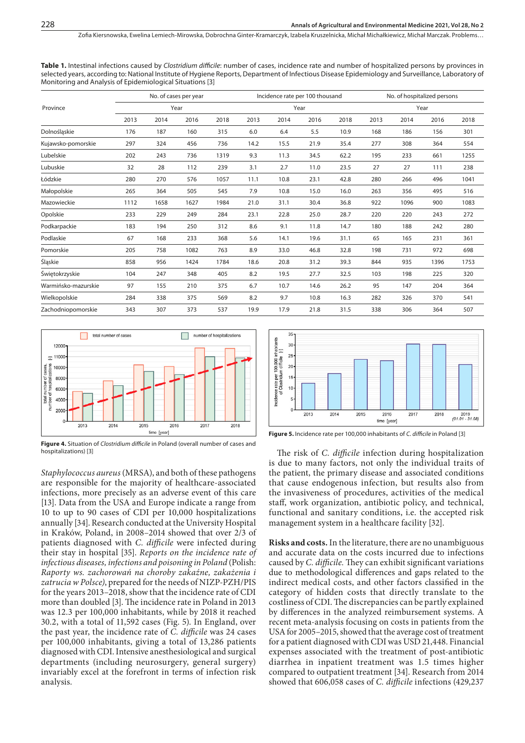**Table 1.** Intestinal infections caused by *Clostridium difficile*: number of cases, incidence rate and number of hospitalized persons by provinces in selected years, according to: National Institute of Hygiene Reports, Department of Infectious Disease Epidemiology and Surveillance, Laboratory of Monitoring and Analysis of Epidemiological Situations [3]

| Province | No. of cases per year | | | | Incidence rate per 100 thousand | | | | No. of hospitalized persons | | | |
|---|---|---|---|---|---|---|---|---|---|---|---|---|
| | Year | | | | Year | | | | Year | | | |
| | 2013 | 2014 | 2016 | 2018 | 2013 | 2014 | 2016 | 2018 | 2013 | 2014 | 2016 | 2018 |
| Dolnośląskie | 176 | 187 | 160 | 315 | 6.0 | 6.4 | 5.5 | 10.9 | 168 | 186 | 156 | 301 |
| Kujawsko-pomorskie | 297 | 324 | 456 | 736 | 14.2 | 15.5 | 21.9 | 35.4 | 277 | 308 | 364 | 554 |
| Lubelskie | 202 | 243 | 736 | 1319 | 9.3 | 11.3 | 34.5 | 62.2 | 195 | 233 | 661 | 1255 |
| Lubuskie | 32 | 28 | 112 | 239 | 3.1 | 2.7 | 11.0 | 23.5 | 27 | 27 | 111 | 238 |
| Łódzkie | 280 | 270 | 576 | 1057 | 11.1 | 10.8 | 23.1 | 42.8 | 280 | 266 | 496 | 1041 |
| Małopolskie | 265 | 364 | 505 | 545 | 7.9 | 10.8 | 15.0 | 16.0 | 263 | 356 | 495 | 516 |
| Mazowieckie | 1112 | 1658 | 1627 | 1984 | 21.0 | 31.1 | 30.4 | 36.8 | 922 | 1096 | 900 | 1083 |
| Opolskie | 233 | 229 | 249 | 284 | 23.1 | 22.8 | 25.0 | 28.7 | 220 | 220 | 243 | 272 |
| Podkarpackie | 183 | 194 | 250 | 312 | 8.6 | 9.1 | 11.8 | 14.7 | 180 | 188 | 242 | 280 |
| Podlaskie | 67 | 168 | 233 | 368 | 5.6 | 14.1 | 19.6 | 31.1 | 65 | 165 | 231 | 361 |
| Pomorskie | 205 | 758 | 1082 | 763 | 8.9 | 33.0 | 46.8 | 32.8 | 198 | 731 | 972 | 698 |
| Śląskie | 858 | 956 | 1424 | 1784 | 18.6 | 20.8 | 31.2 | 39.3 | 844 | 935 | 1396 | 1753 |
| Świętokrzyskie | 104 | 247 | 348 | 405 | 8.2 | 19.5 | 27.7 | 32.5 | 103 | 198 | 225 | 320 |
| Warmińsko-mazurskie | 97 | 155 | 210 | 375 | 6.7 | 10.7 | 14.6 | 26.2 | 95 | 147 | 204 | 364 |
| Wielkopolskie | 284 | 338 | 375 | 569 | 8.2 | 9.7 | 10.8 | 16.3 | 282 | 326 | 370 | 541 |
| Zachodniopomorskie | 343 | 307 | 373 | 537 | 19.9 | 17.9 | 21.8 | 31.5 | 338 | 306 | 364 | 507 |

**Figure 4.** Situation of *Clostridium difficile* in Poland (overall number of cases and hospitalizations) [3]

**Figure 5.** Incidence rate per 100,000 inhabitants of *C. difficile* in Poland [3]

*Staphylococcus aureus* (MRSA), and both of these pathogens are responsible for the majority of healthcare-associated infections, more precisely as an adverse event of this care [13]. Data from the USA and Europe indicate a range from 10 to up to 90 cases of CDI per 10,000 hospitalizations annually [34]. Research conducted at the University Hospital in Kraków, Poland, in 2008–2014 showed that over 2/3 of patients diagnosed with *C. difficile* were infected during their stay in hospital [35]. *Reports on the incidence rate of infectious diseases, infections and poisoning in Poland* (Polish: *Raporty ws. zachorowań na choroby zakaźne, zakażenia i zatrucia w Polsce)*, prepared for the needs of NIZP-PZH/PIS for the years 2013–2018, show that the incidence rate of CDI more than doubled [3]. The incidence rate in Poland in 2013 was 12.3 per 100,000 inhabitants, while by 2018 it reached 30.2, with a total of 11,592 cases (Fig. 5). In England, over the past year, the incidence rate of *C. difficile* was 24 cases per 100,000 inhabitants, giving a total of 13,286 patients diagnosed with CDI. Intensive anesthesiological and surgical departments (including neurosurgery, general surgery) invariably excel at the forefront in terms of infection risk analysis.

The risk of *C. difficile* infection during hospitalization is due to many factors, not only the individual traits of the patient, the primary disease and associated conditions that cause endogenous infection, but results also from the invasiveness of procedures, activities of the medical staff, work organization, antibiotic policy, and technical, functional and sanitary conditions, i.e. the accepted risk management system in a healthcare facility [32].

**Risks and costs.** In the literature, there are no unambiguous and accurate data on the costs incurred due to infections caused by *C. difficile.* They can exhibit significant variations due to methodological differences and gaps related to the indirect medical costs, and other factors classified in the category of hidden costs that directly translate to the costliness of CDI. The discrepancies can be partly explained by differences in the analyzed reimbursement systems. A recent meta-analysis focusing on costs in patients from the USA for 2005–2015, showed that the average cost of treatment for a patient diagnosed with CDI was USD 21,448. Financial expenses associated with the treatment of post-antibiotic diarrhea in inpatient treatment was 1.5 times higher compared to outpatient treatment [34]. Research from 2014 showed that 606,058 cases of *C. difficile* infections (429,237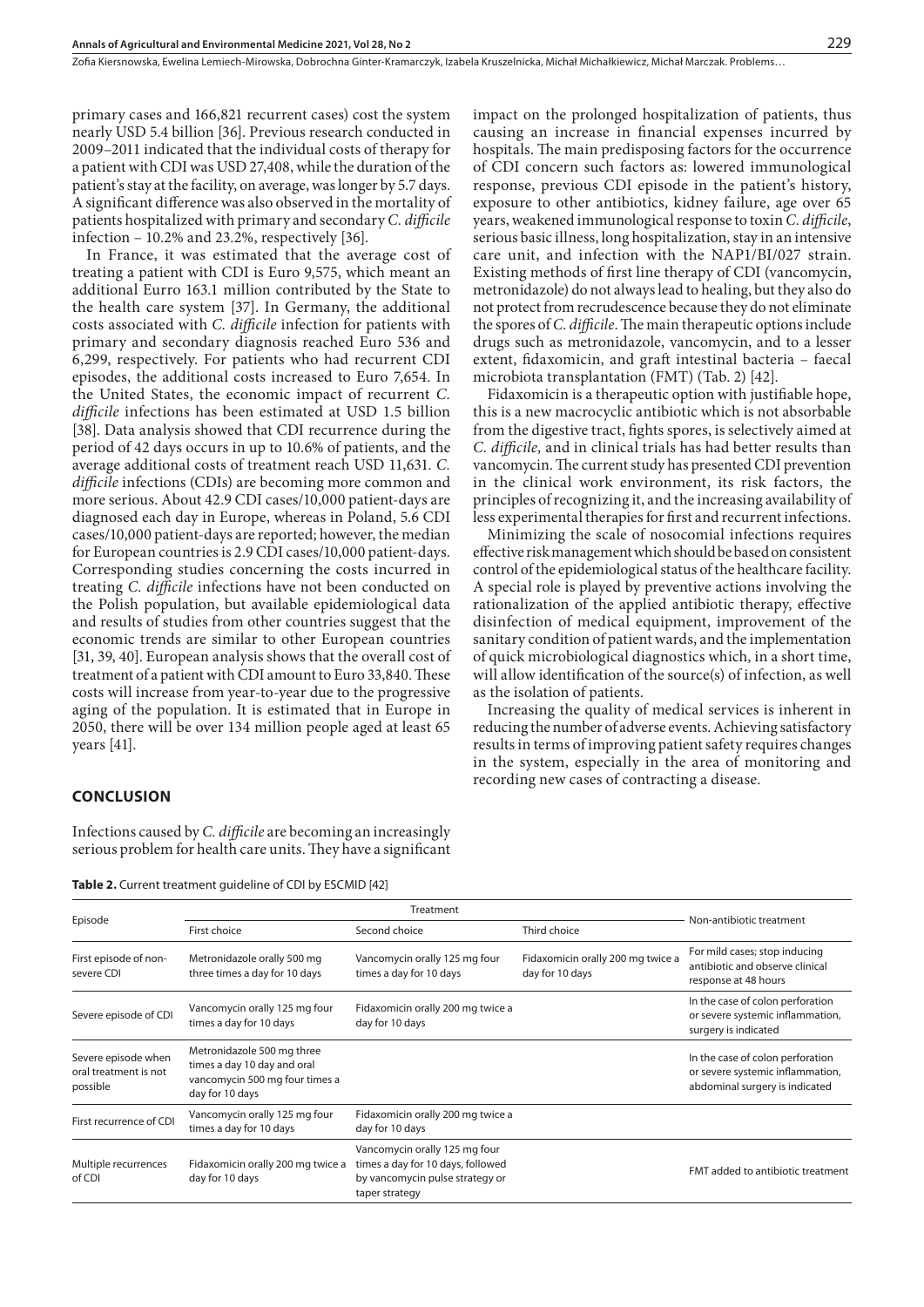primary cases and 166,821 recurrent cases) cost the system nearly USD 5.4 billion [36]. Previous research conducted in 2009–2011 indicated that the individual costs of therapy for a patient with CDI was USD 27,408, while the duration of the patient's stay at the facility, on average, was longer by 5.7 days. A significant difference was also observed in the mortality of patients hospitalized with primary and secondary *C. difficile* infection – 10.2% and 23.2%, respectively [36].

In France, it was estimated that the average cost of treating a patient with CDI is Euro 9,575, which meant an additional Eurro 163.1 million contributed by the State to the health care system [37]. In Germany, the additional costs associated with *C. difficile* infection for patients with primary and secondary diagnosis reached Euro 536 and 6,299, respectively. For patients who had recurrent CDI episodes, the additional costs increased to Euro 7,654. In the United States, the economic impact of recurrent *C. difficile* infections has been estimated at USD 1.5 billion [38]. Data analysis showed that CDI recurrence during the period of 42 days occurs in up to 10.6% of patients, and the average additional costs of treatment reach USD 11,631. *C. difficile* infections (CDIs) are becoming more common and more serious. About 42.9 CDI cases/10,000 patient-days are diagnosed each day in Europe, whereas in Poland, 5.6 CDI cases/10,000 patient-days are reported; however, the median for European countries is 2.9 CDI cases/10,000 patient-days. Corresponding studies concerning the costs incurred in treating *C. difficile* infections have not been conducted on the Polish population, but available epidemiological data and results of studies from other countries suggest that the economic trends are similar to other European countries [31, 39, 40]. European analysis shows that the overall cost of treatment of a patient with CDI amount to Euro 33,840. These costs will increase from year-to-year due to the progressive aging of the population. It is estimated that in Europe in 2050, there will be over 134 million people aged at least 65 years [41].

## CONCLUSION

Infections caused by *C. difficile* are becoming an increasingly serious problem for health care units. They have a significant impact on the prolonged hospitalization of patients, thus causing an increase in financial expenses incurred by hospitals. The main predisposing factors for the occurrence of CDI concern such factors as: lowered immunological response, previous CDI episode in the patient's history, exposure to other antibiotics, kidney failure, age over 65 years, weakened immunological response to toxin *C. difficile*, serious basic illness, long hospitalization, stay in an intensive care unit, and infection with the NAP1/BI/027 strain. Existing methods of first line therapy of CDI (vancomycin, metronidazole) do not always lead to healing, but they also do not protect from recrudescence because they do not eliminate the spores of *C. difficile*. The main therapeutic options include drugs such as metronidazole, vancomycin, and to a lesser extent, fidaxomicin, and graft intestinal bacteria – faecal microbiota transplantation (FMT) (Tab. 2) [42].

Fidaxomicin is a therapeutic option with justifiable hope, this is a new macrocyclic antibiotic which is not absorbable from the digestive tract, fights spores, is selectively aimed at *C. difficile,* and in clinical trials has had better results than vancomycin. The current study has presented CDI prevention in the clinical work environment, its risk factors, the principles of recognizing it, and the increasing availability of less experimental therapies for first and recurrent infections.

Minimizing the scale of nosocomial infections requires effective risk management which should be based on consistent control of the epidemiological status of the healthcare facility. A special role is played by preventive actions involving the rationalization of the applied antibiotic therapy, effective disinfection of medical equipment, improvement of the sanitary condition of patient wards, and the implementation of quick microbiological diagnostics which, in a short time, will allow identification of the source(s) of infection, as well as the isolation of patients.

Increasing the quality of medical services is inherent in reducing the number of adverse events. Achieving satisfactory results in terms of improving patient safety requires changes in the system, especially in the area of monitoring and recording new cases of contracting a disease.

**Table 2.** Current treatment guideline of CDI by ESCMID [42]

| Episode | Treatment | | | Non-antibiotic treatment |
|---|---|---|---|---|
| | First choice | Second choice | Third choice | |
| First episode of non-severe CDI | Metronidazole orally 500 mg three times a day for 10 days | Vancomycin orally 125 mg four times a day for 10 days | Fidaxomicin orally 200 mg twice a day for 10 days | For mild cases; stop inducing antibiotic and observe clinical response at 48 hours |
| Severe episode of CDI | Vancomycin orally 125 mg four times a day for 10 days | Fidaxomicin orally 200 mg twice a day for 10 days | | In the case of colon perforation or severe systemic inflammation, surgery is indicated |
| Severe episode when oral treatment is not possible | Metronidazole 500 mg three times a day 10 day and oral vancomycin 500 mg four times a day for 10 days | | | In the case of colon perforation or severe systemic inflammation, abdominal surgery is indicated |
| First recurrence of CDI | Vancomycin orally 125 mg four times a day for 10 days | Fidaxomicin orally 200 mg twice a day for 10 days | | |
| Multiple recurrences of CDI | Fidaxomicin orally 200 mg twice a day for 10 days | Vancomycin orally 125 mg four times a day for 10 days, followed by vancomycin pulse strategy or taper strategy | | FMT added to antibiotic treatment |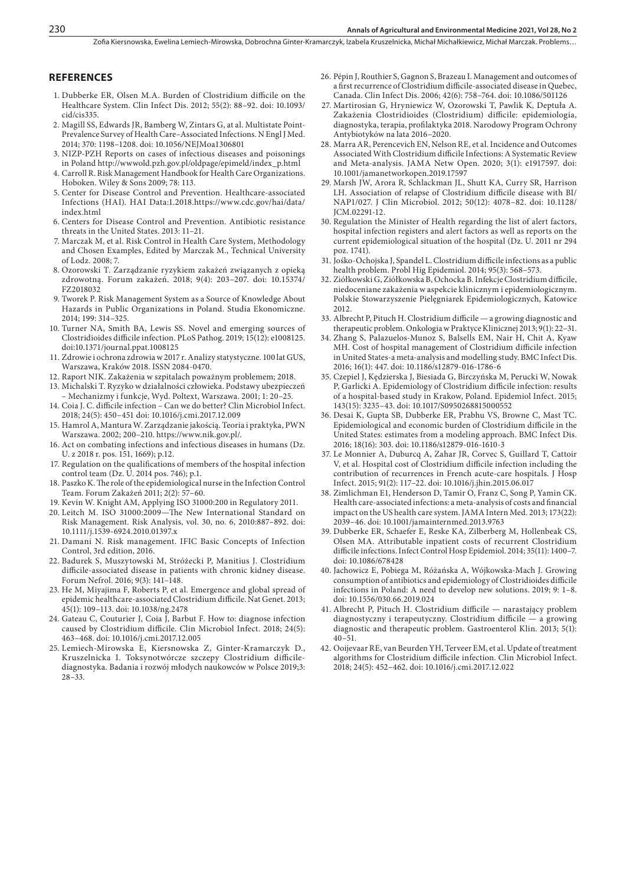## REFERENCES

1. Dubberke ER, Olsen M.A. Burden of Clostridium difficile on the Healthcare System. Clin Infect Dis. 2012; 55(2): 88–92. doi: 10.1093/cid/cis335.
2. Magill SS, Edwards JR, Bamberg W, Zintars G, at al. Multistate Point-Prevalence Survey of Health Care–Associated Infections. N Engl J Med. 2014; 370: 1198–1208. doi: 10.1056/NEJMoa1306801
3. NIZP-PZH Reports on cases of infectious diseases and poisonings in Poland http://wwwold.pzh.gov.pl/oldpage/epimeld/index_p.html
4. Carroll R. Risk Management Handbook for Health Care Organizations. Hoboken. Wiley & Sons 2009; 78: 113.
5. Center for Disease Control and Prevention. Healthcare-associated Infections (HAI). HAI Data:1.2018.https://www.cdc.gov/hai/data/index.html
6. Centers for Disease Control and Prevention. Antibiotic resistance threats in the United States. 2013: 11–21.
7. Marczak M, et al. Risk Control in Health Care System, Methodology and Chosen Examples, Edited by Marczak M., Technical University of Lodz. 2008; 7.
8. Ozorowski T. Zarządzanie ryzykiem zakażeń związanych z opieką zdrowotną. Forum zakażeń. 2018; 9(4): 203–207. doi: 10.15374/FZ2018032
9. Tworek P. Risk Management System as a Source of Knowledge About Hazards in Public Organizations in Poland. Studia Ekonomiczne. 2014; 199: 314–325.
10. Turner NA, Smith BA, Lewis SS. Novel and emerging sources of Clostridioides difficile infection. PLoS Pathog. 2019; 15(12): e1008125. doi:10.1371/journal.ppat.1008125
11. Zdrowie i ochrona zdrowia w 2017 r. Analizy statystyczne. 100 lat GUS, Warszawa, Kraków 2018. ISSN 2084-0470.
12. Raport NIK. Zakażenia w szpitalach poważnym problemem; 2018.
13. Michalski T. Ryzyko w działalności człowieka. Podstawy ubezpieczeń – Mechanizmy i funkcje, Wyd. Poltext, Warszawa. 2001; 1: 20–25.
14. Coia J. C. difficile infection – Can we do better? Clin Microbiol Infect. 2018; 24(5): 450–451 doi: 10.1016/j.cmi.2017.12.009
15. Hamrol A, Mantura W. Zarządzanie jakością. Teoria i praktyka, PWN Warszawa. 2002; 200–210. https://www.nik.gov.pl/.
16. Act on combating infections and infectious diseases in humans (Dz. U. z 2018 r. pos. 151, 1669); p.12.
17. Regulation on the qualifications of members of the hospital infection control team (Dz. U. 2014 pos. 746); p.1.
18. Paszko K. The role of the epidemiological nurse in the Infection Control Team. Forum Zakażeń 2011; 2(2): 57–60.
19. Kevin W. Knight AM, Applying ISO 31000:200 in Regulatory 2011.
20. Leitch M. ISO 31000:2009—The New International Standard on Risk Management. Risk Analysis, vol. 30, no. 6, 2010:887–892. doi: 10.1111/j.1539-6924.2010.01397.x
21. Damani N. Risk management. IFIC Basic Concepts of Infection Control, 3rd edition, 2016.
22. Badurek S, Muszytowski M, Stróżecki P, Manitius J. Clostridium difficile-associated disease in patients with chronic kidney disease. Forum Nefrol. 2016; 9(3): 141–148.
23. He M, Miyajima F, Roberts P, et al. Emergence and global spread of epidemic healthcare-associated Clostridium difficile. Nat Genet. 2013; 45(1): 109–113. doi: 10.1038/ng.2478
24. Gateau C, Couturier J, Coia J, Barbut F. How to: diagnose infection caused by Clostridium difficile. Clin Microbiol Infect. 2018; 24(5): 463–468. doi: 10.1016/j.cmi.2017.12.005
25. Lemiech-Mirowska E, Kiersnowska Z, Ginter-Kramarczyk D., Kruszelnicka I. Toksynotwórcze szczepy Clostridium difficile-diagnostyka. Badania i rozwój młodych naukowców w Polsce 2019;3: 28–33.
26. Pépin J, Routhier S, Gagnon S, Brazeau I. Management and outcomes of a first recurrence of Clostridium difficile-associated disease in Quebec, Canada. Clin Infect Dis. 2006; 42(6): 758–764. doi: 10.1086/501126
27. Martirosian G, Hryniewicz W, Ozorowski T, Pawlik K, Deptuła A. Zakażenia Clostridioides (Clostridium) difficile: epidemiologia, diagnostyka, terapia, profilaktyka 2018. Narodowy Program Ochrony Antybiotyków na lata 2016–2020.
28. Marra AR, Perencevich EN, Nelson RE, et al. Incidence and Outcomes Associated With Clostridium difficile Infections: A Systematic Review and Meta-analysis. JAMA Netw Open. 2020; 3(1): e1917597. doi: 10.1001/jamanetworkopen.2019.17597
29. Marsh JW, Arora R, Schlackman JL, Shutt KA, Curry SR, Harrison LH. Association of relapse of Clostridium difficile disease with BI/NAP1/027. J Clin Microbiol. 2012; 50(12): 4078–82. doi: 10.1128/JCM.02291-12.
30. Regulation the Minister of Health regarding the list of alert factors, hospital infection registers and alert factors as well as reports on the current epidemiological situation of the hospital (Dz. U. 2011 nr 294 poz. 1741).
31. Jośko-Ochojska J, Spandel L. Clostridium difficile infections as a public health problem. Probl Hig Epidemiol. 2014; 95(3): 568–573.
32. Ziółkowski G, Ziółkowska B, Ochocka B. Infekcje Clostridium difficile, niedoceniane zakażenia w aspekcie klinicznym i epidemiologicznym. Polskie Stowarzyszenie Pielęgniarek Epidemiologicznych, Katowice 2012.
33. Albrecht P, Pituch H. Clostridium difficile — a growing diagnostic and therapeutic problem. Onkologia w Praktyce Klinicznej 2013; 9(1): 22–31.
34. Zhang S, Palazuelos-Munoz S, Balsells EM, Nair H, Chit A, Kyaw MH. Cost of hospital management of Clostridium difficile infection in United States-a meta-analysis and modelling study. BMC Infect Dis. 2016; 16(1): 447. doi: 10.1186/s12879-016-1786-6
35. Czepiel J, Kędzierska J, Biesiada G, Birczyńska M, Perucki W, Nowak P, Garlicki A. Epidemiology of Clostridium difficile infection: results of a hospital-based study in Krakow, Poland. Epidemiol Infect. 2015; 143(15): 3235–43. doi: 10.1017/S0950268815000552
36. Desai K, Gupta SB, Dubberke ER, Prabhu VS, Browne C, Mast TC. Epidemiological and economic burden of Clostridium difficile in the United States: estimates from a modeling approach. BMC Infect Dis. 2016; 18(16): 303. doi: 10.1186/s12879-016-1610-3
37. Le Monnier A, Duburcq A, Zahar JR, Corvec S, Guillard T, Cattoir V, et al. Hospital cost of Clostridium difficile infection including the contribution of recurrences in French acute-care hospitals. J Hosp Infect. 2015; 91(2): 117–22. doi: 10.1016/j.jhin.2015.06.017
38. Zimlichman E1, Henderson D, Tamir O, Franz C, Song P, Yamin CK. Health care-associated infections: a meta-analysis of costs and financial impact on the US health care system. JAMA Intern Med. 2013; 173(22): 2039–46. doi: 10.1001/jamainternmed.2013.9763
39. Dubberke ER, Schaefer E, Reske KA, Zilberberg M, Hollenbeak CS, Olsen MA. Attributable inpatient costs of recurrent Clostridium difficile infections. Infect Control Hosp Epidemiol. 2014; 35(11): 1400–7. doi: 10.1086/678428
40. Jachowicz E, Pobiega M, Różańska A, Wójkowska-Mach J. Growing consumption of antibiotics and epidemiology of Clostridioides difficile infections in Poland: A need to develop new solutions. 2019; 9: 1–8. doi: 10.1556/030.66.2019.024
41. Albrecht P, Pituch H. Clostridium difficile — narastający problem diagnostyczny i terapeutyczny. Clostridium difficile — a growing diagnostic and therapeutic problem. Gastroenterol Klin. 2013; 5(1): 40–51.
42. Ooijevaar RE, van Beurden YH, Terveer EM, et al. Update of treatment algorithms for Clostridium difficile infection. Clin Microbiol Infect. 2018; 24(5): 452–462. doi: 10.1016/j.cmi.2017.12.022